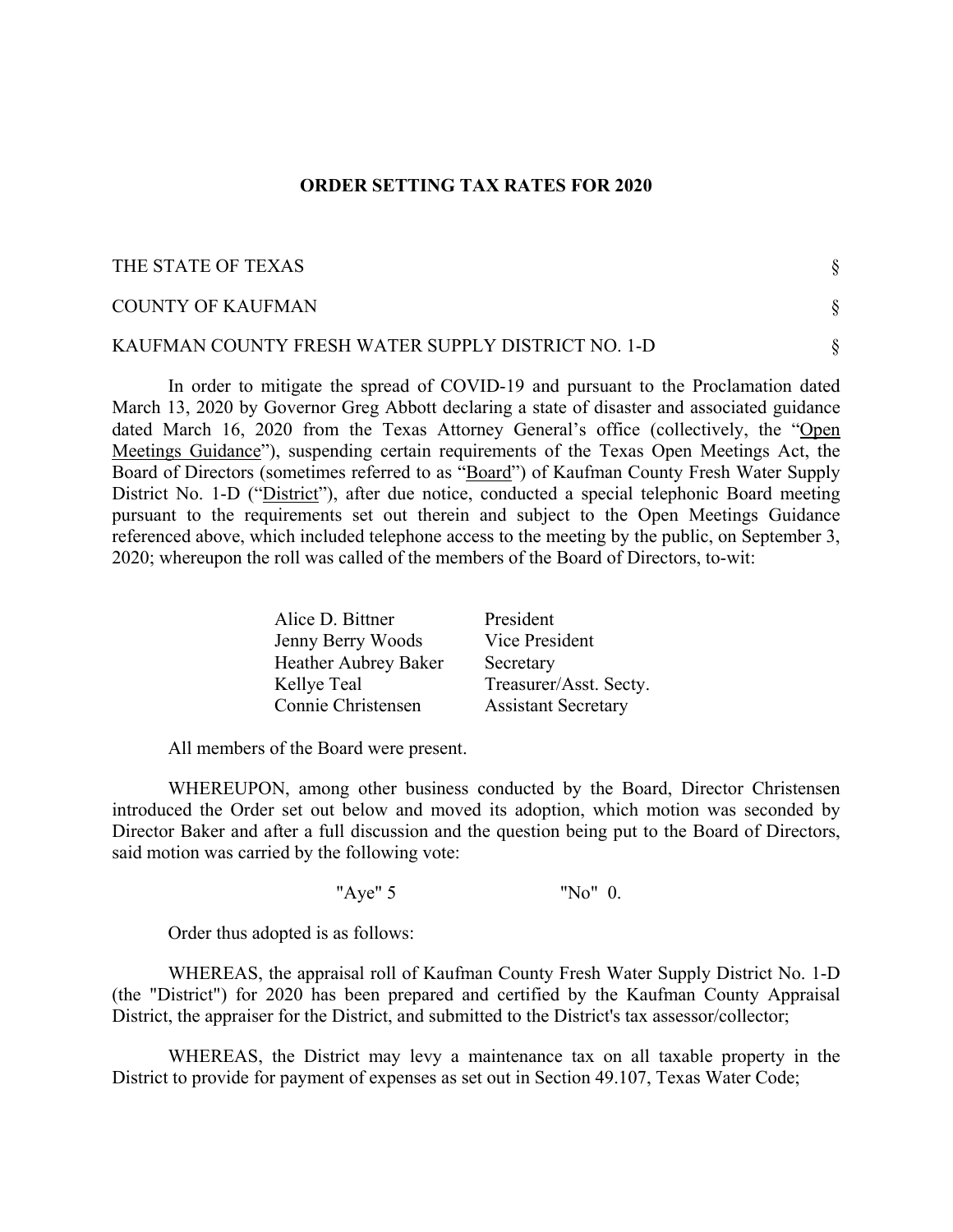**ORDER SETTING TAX RATES FOR 2020**

THE STATE OF TEXAS §

COUNTY OF KAUFMAN §

KAUFMAN COUNTY FRESH WATER SUPPLY DISTRICT NO. 1-D §

In order to mitigate the spread of COVID-19 and pursuant to the Proclamation dated March 13, 2020 by Governor Greg Abbott declaring a state of disaster and associated guidance dated March 16, 2020 from the Texas Attorney General's office (collectively, the "Open Meetings Guidance"), suspending certain requirements of the Texas Open Meetings Act, the Board of Directors (sometimes referred to as "Board") of Kaufman County Fresh Water Supply District No. 1-D ("District"), after due notice, conducted a special telephonic Board meeting pursuant to the requirements set out therein and subject to the Open Meetings Guidance referenced above, which included telephone access to the meeting by the public, on September 3, 2020; whereupon the roll was called of the members of the Board of Directors, to-wit:

| | |
|---|---|
| Alice D. Bittner | President |
| Jenny Berry Woods | Vice President |
| Heather Aubrey Baker | Secretary |
| Kellye Teal | Treasurer/Asst. Secty. |
| Connie Christensen | Assistant Secretary |

All members of the Board were present.

WHEREUPON, among other business conducted by the Board, Director Christensen introduced the Order set out below and moved its adoption, which motion was seconded by Director Baker and after a full discussion and the question being put to the Board of Directors, said motion was carried by the following vote:

"Aye" 5 "No" 0.

Order thus adopted is as follows:

WHEREAS, the appraisal roll of Kaufman County Fresh Water Supply District No. 1-D (the "District") for 2020 has been prepared and certified by the Kaufman County Appraisal District, the appraiser for the District, and submitted to the District's tax assessor/collector;

WHEREAS, the District may levy a maintenance tax on all taxable property in the District to provide for payment of expenses as set out in Section 49.107, Texas Water Code;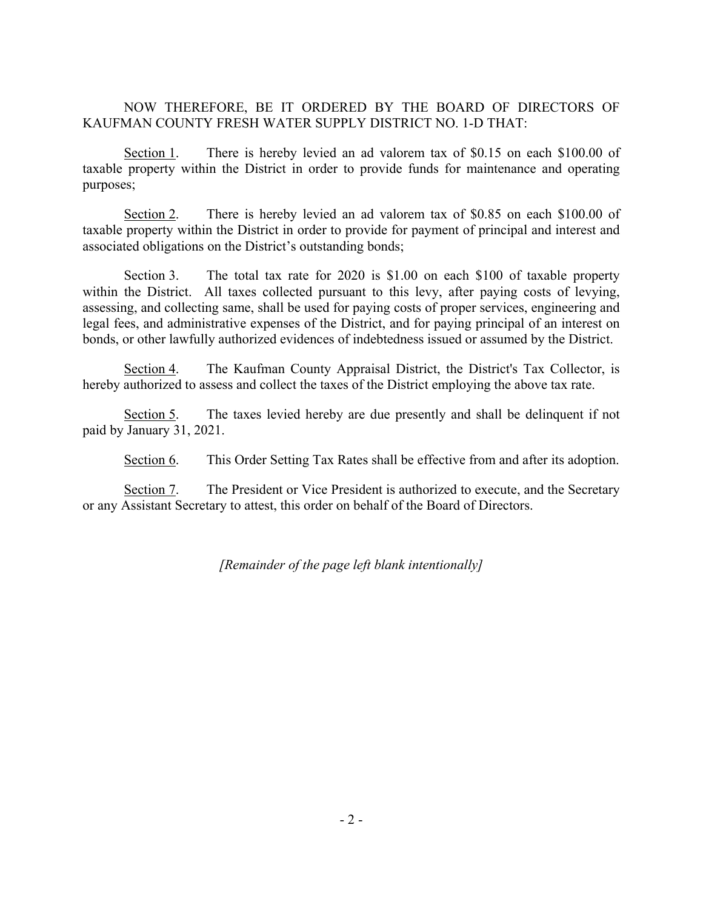NOW THEREFORE, BE IT ORDERED BY THE BOARD OF DIRECTORS OF KAUFMAN COUNTY FRESH WATER SUPPLY DISTRICT NO. 1-D THAT:

<u>Section 1</u>. There is hereby levied an ad valorem tax of $0.15 on each $100.00 of taxable property within the District in order to provide funds for maintenance and operating purposes;

<u>Section 2</u>. There is hereby levied an ad valorem tax of $0.85 on each $100.00 of taxable property within the District in order to provide for payment of principal and interest and associated obligations on the District's outstanding bonds;

Section 3. The total tax rate for 2020 is $1.00 on each $100 of taxable property within the District. All taxes collected pursuant to this levy, after paying costs of levying, assessing, and collecting same, shall be used for paying costs of proper services, engineering and legal fees, and administrative expenses of the District, and for paying principal of an interest on bonds, or other lawfully authorized evidences of indebtedness issued or assumed by the District.

<u>Section 4</u>. The Kaufman County Appraisal District, the District's Tax Collector, is hereby authorized to assess and collect the taxes of the District employing the above tax rate.

<u>Section 5</u>. The taxes levied hereby are due presently and shall be delinquent if not paid by January 31, 2021.

<u>Section 6</u>. This Order Setting Tax Rates shall be effective from and after its adoption.

<u>Section 7</u>. The President or Vice President is authorized to execute, and the Secretary or any Assistant Secretary to attest, this order on behalf of the Board of Directors.

*[Remainder of the page left blank intentionally]*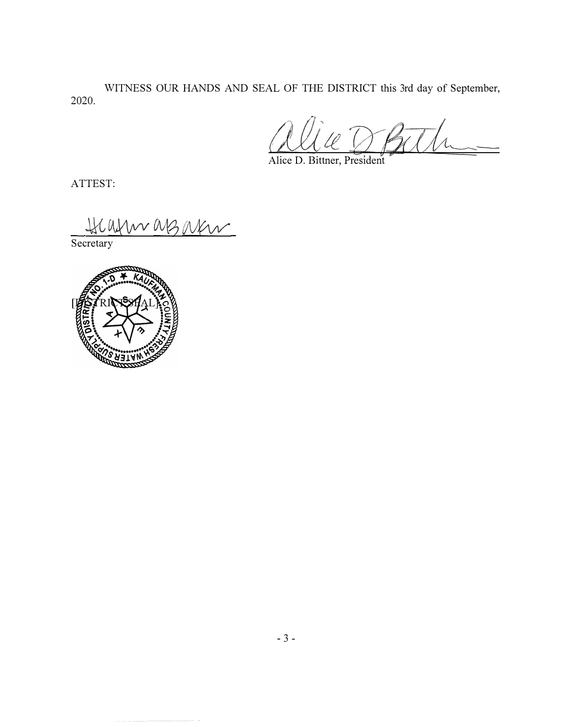WITNESS OUR HANDS AND SEAL OF THE DISTRICT this 3rd day of September, 2020.

Alice D. Bittner, President

ATTEST:

Secretary

[DISTRICT SEAL]